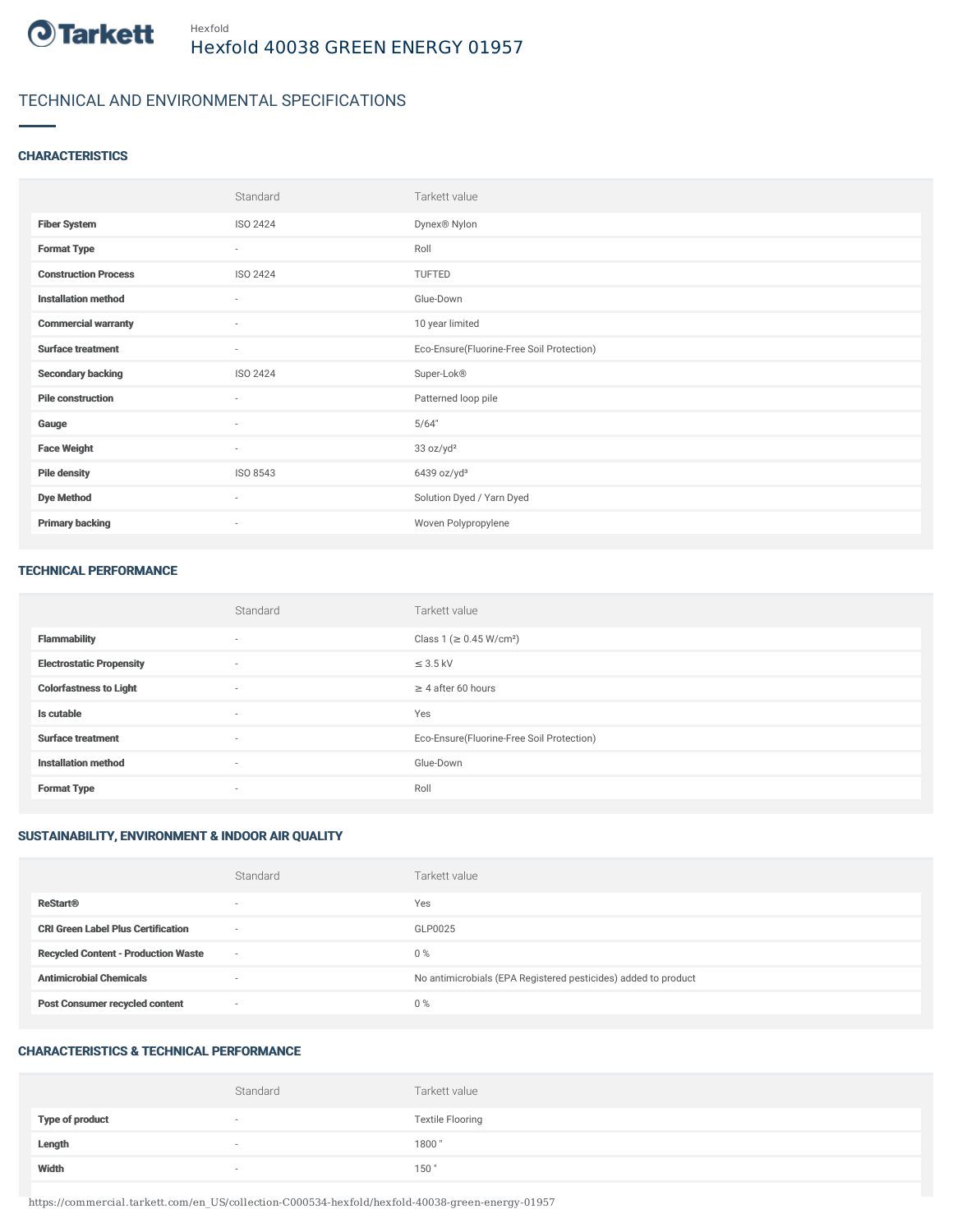Hexfold

# Hexfold 40038 GREEN ENERGY 01957

## TECHNICAL AND ENVIRONMENTAL SPECIFICATIONS

### CHARACTERISTICS

| | Standard | Tarkett value |
|---|---|---|
| **Fiber System** | ISO 2424 | Dynex® Nylon |
| **Format Type** | - | Roll |
| **Construction Process** | ISO 2424 | TUFTED |
| **Installation method** | - | Glue-Down |
| **Commercial warranty** | - | 10 year limited |
| **Surface treatment** | - | Eco-Ensure(Fluorine-Free Soil Protection) |
| **Secondary backing** | ISO 2424 | Super-Lok® |
| **Pile construction** | - | Patterned loop pile |
| **Gauge** | - | 5/64" |
| **Face Weight** | - | 33 oz/yd² |
| **Pile density** | ISO 8543 | 6439 oz/yd³ |
| **Dye Method** | - | Solution Dyed / Yarn Dyed |
| **Primary backing** | - | Woven Polypropylene |

### TECHNICAL PERFORMANCE

| | Standard | Tarkett value |
|---|---|---|
| **Flammability** | - | Class 1 (≥ 0.45 W/cm²) |
| **Electrostatic Propensity** | - | ≤ 3.5 kV |
| **Colorfastness to Light** | - | ≥ 4 after 60 hours |
| **Is cutable** | - | Yes |
| **Surface treatment** | - | Eco-Ensure(Fluorine-Free Soil Protection) |
| **Installation method** | - | Glue-Down |
| **Format Type** | - | Roll |

### SUSTAINABILITY, ENVIRONMENT & INDOOR AIR QUALITY

| | Standard | Tarkett value |
|---|---|---|
| **ReStart®** | - | Yes |
| **CRI Green Label Plus Certification** | - | GLP0025 |
| **Recycled Content - Production Waste** | - | 0 % |
| **Antimicrobial Chemicals** | - | No antimicrobials (EPA Registered pesticides) added to product |
| **Post Consumer recycled content** | - | 0 % |

### CHARACTERISTICS & TECHNICAL PERFORMANCE

| | Standard | Tarkett value |
|---|---|---|
| **Type of product** | - | Textile Flooring |
| **Length** | - | 1800 " |
| **Width** | - | 150 " |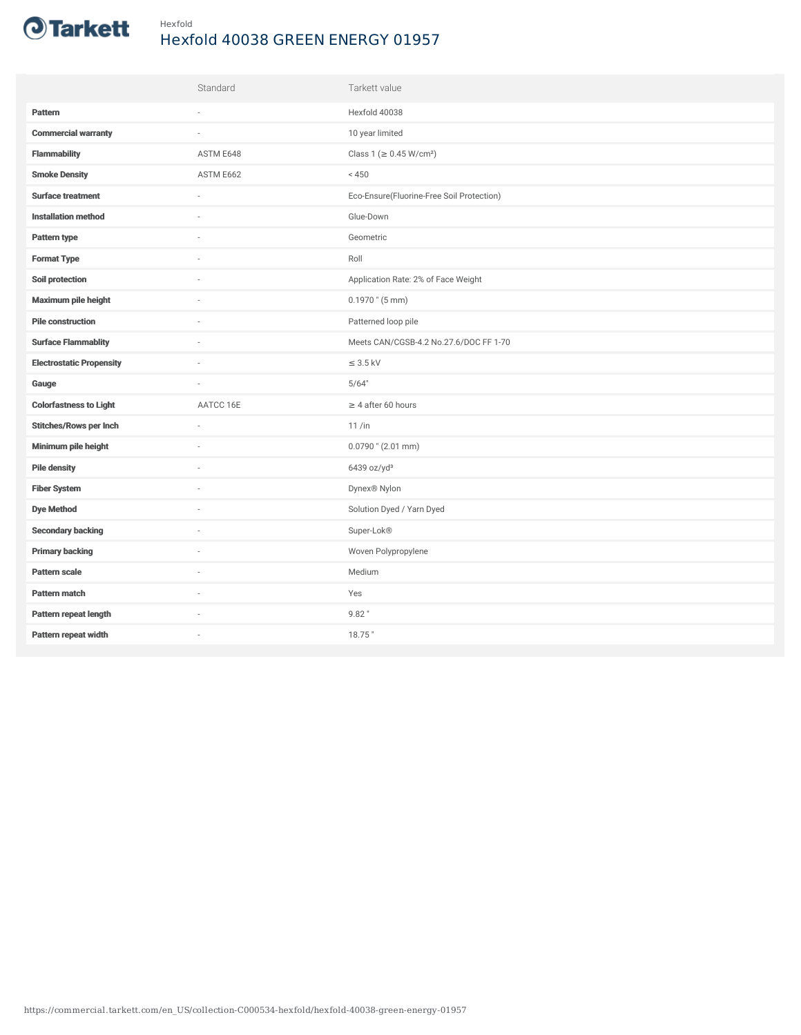Hexfold

# Hexfold 40038 GREEN ENERGY 01957

| | Standard | Tarkett value |
|---|---|---|
| **Pattern** | - | Hexfold 40038 |
| **Commercial warranty** | - | 10 year limited |
| **Flammability** | ASTM E648 | Class 1 (≥ 0.45 W/cm²) |
| **Smoke Density** | ASTM E662 | < 450 |
| **Surface treatment** | - | Eco-Ensure(Fluorine-Free Soil Protection) |
| **Installation method** | - | Glue-Down |
| **Pattern type** | - | Geometric |
| **Format Type** | - | Roll |
| **Soil protection** | - | Application Rate: 2% of Face Weight |
| **Maximum pile height** | - | 0.1970 " (5 mm) |
| **Pile construction** | - | Patterned loop pile |
| **Surface Flammablity** | - | Meets CAN/CGSB-4.2 No.27.6/DOC FF 1-70 |
| **Electrostatic Propensity** | - | ≤ 3.5 kV |
| **Gauge** | - | 5/64" |
| **Colorfastness to Light** | AATCC 16E | ≥ 4 after 60 hours |
| **Stitches/Rows per Inch** | - | 11 /in |
| **Minimum pile height** | - | 0.0790 " (2.01 mm) |
| **Pile density** | - | 6439 oz/yd³ |
| **Fiber System** | - | Dynex® Nylon |
| **Dye Method** | - | Solution Dyed / Yarn Dyed |
| **Secondary backing** | - | Super-Lok® |
| **Primary backing** | - | Woven Polypropylene |
| **Pattern scale** | - | Medium |
| **Pattern match** | - | Yes |
| **Pattern repeat length** | - | 9.82 " |
| **Pattern repeat width** | - | 18.75 " |

https://commercial.tarkett.com/en_US/collection-C000534-hexfold/hexfold-40038-green-energy-01957